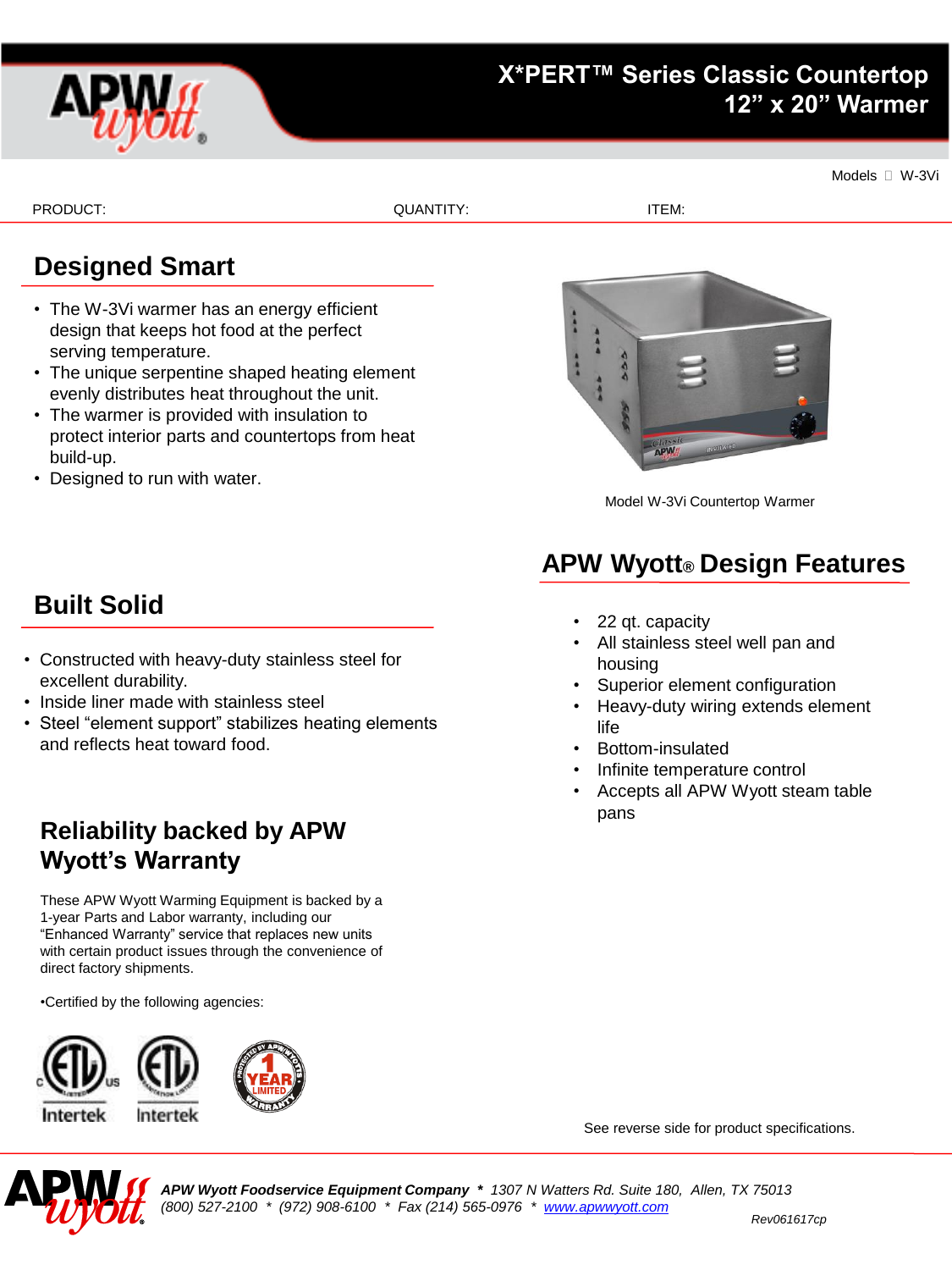# X*PERT™ Series Classic Countertop 12" x 20" Warmer

Models  W-3Vi

PRODUCT: QUANTITY: ITEM:

## Designed Smart

- The W-3Vi warmer has an energy efficient design that keeps hot food at the perfect serving temperature.
- The unique serpentine shaped heating element evenly distributes heat throughout the unit.
- The warmer is provided with insulation to protect interior parts and countertops from heat build-up.
- Designed to run with water.

Model W-3Vi Countertop Warmer

## Built Solid

- Constructed with heavy-duty stainless steel for excellent durability.
- Inside liner made with stainless steel
- Steel "element support" stabilizes heating elements and reflects heat toward food.

## APW Wyott® Design Features

- 22 qt. capacity
- All stainless steel well pan and housing
- Superior element configuration
- Heavy-duty wiring extends element life
- Bottom-insulated
- Infinite temperature control
- Accepts all APW Wyott steam table pans

## Reliability backed by APW Wyott's Warranty

These APW Wyott Warming Equipment is backed by a 1-year Parts and Labor warranty, including our "Enhanced Warranty" service that replaces new units with certain product issues through the convenience of direct factory shipments.

•Certified by the following agencies:

See reverse side for product specifications.

*APW Wyott Foodservice Equipment Company * 1307 N Watters Rd. Suite 180, Allen, TX 75013*
*(800) 527-2100 * (972) 908-6100 * Fax (214) 565-0976 * www.apwwyott.com*

*Rev061617cp*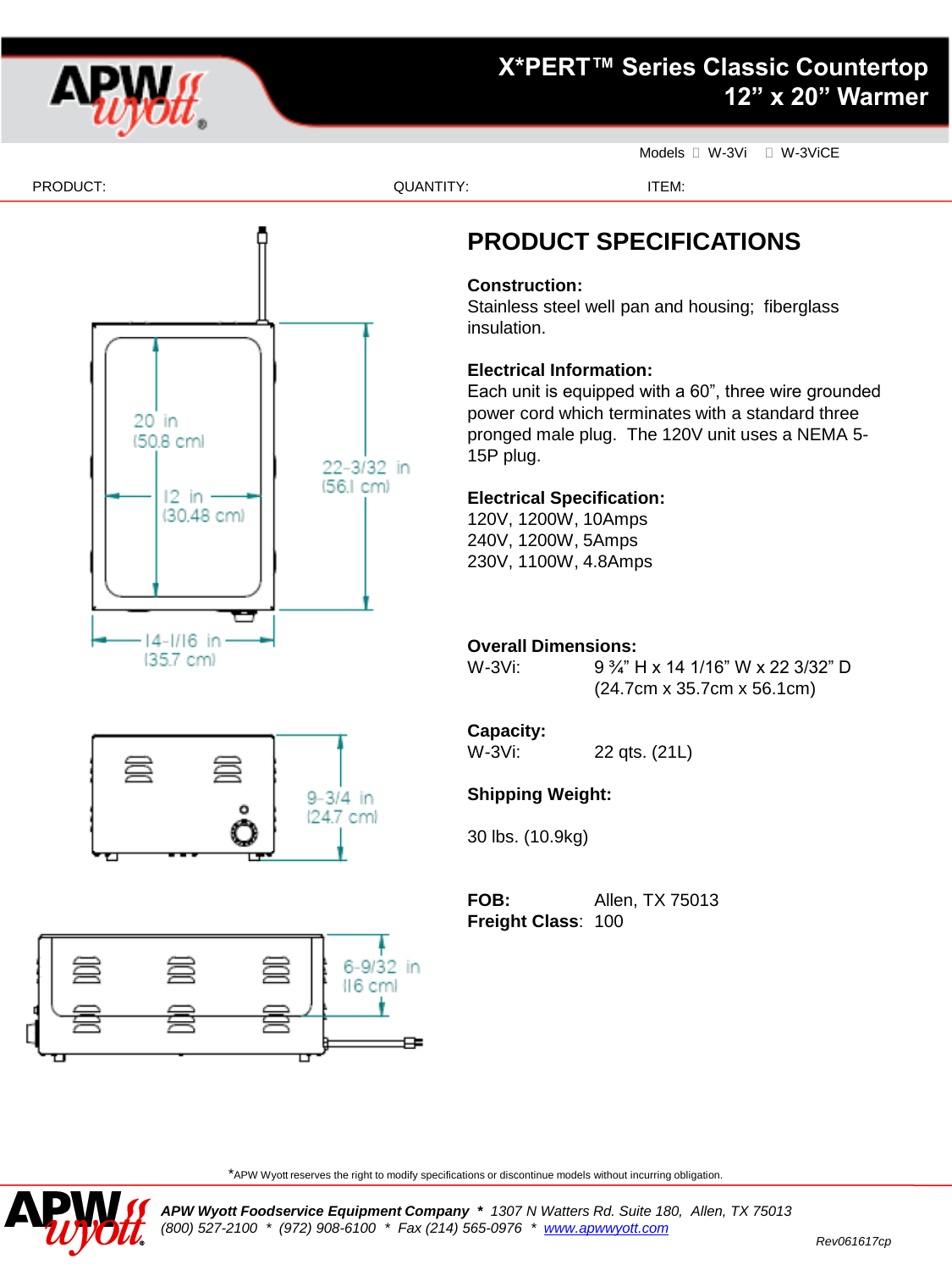# X*PERT™ Series Classic Countertop 12” x 20” Warmer

Models ☐ W-3Vi ☐ W-3ViCE

PRODUCT: QUANTITY: ITEM:

20 in
(50.8 cm)
12 in
(30.48 cm)
22-3/32 in
(56.1 cm)
14-1/16 in
(35.7 cm)
9-3/4 in
(24.7 cm)
6-9/32 in
(16 cm)

## PRODUCT SPECIFICATIONS

**Construction:**
Stainless steel well pan and housing; fiberglass insulation.

**Electrical Information:**
Each unit is equipped with a 60”, three wire grounded power cord which terminates with a standard three pronged male plug. The 120V unit uses a NEMA 5-15P plug.

**Electrical Specification:**
120V, 1200W, 10Amps
240V, 1200W, 5Amps
230V, 1100W, 4.8Amps

**Overall Dimensions:**
W-3Vi: 9 ¾” H x 14 1/16” W x 22 3/32” D
(24.7cm x 35.7cm x 56.1cm)

**Capacity:**
W-3Vi: 22 qts. (21L)

**Shipping Weight:**

30 lbs. (10.9kg)

**FOB:** Allen, TX 75013
**Freight Class**: 100

*APW Wyott reserves the right to modify specifications or discontinue models without incurring obligation.

*APW Wyott Foodservice Equipment Company * 1307 N Watters Rd. Suite 180, Allen, TX 75013*
*(800) 527-2100 * (972) 908-6100 * Fax (214) 565-0976 * www.apwwyott.com*

Rev061617cp